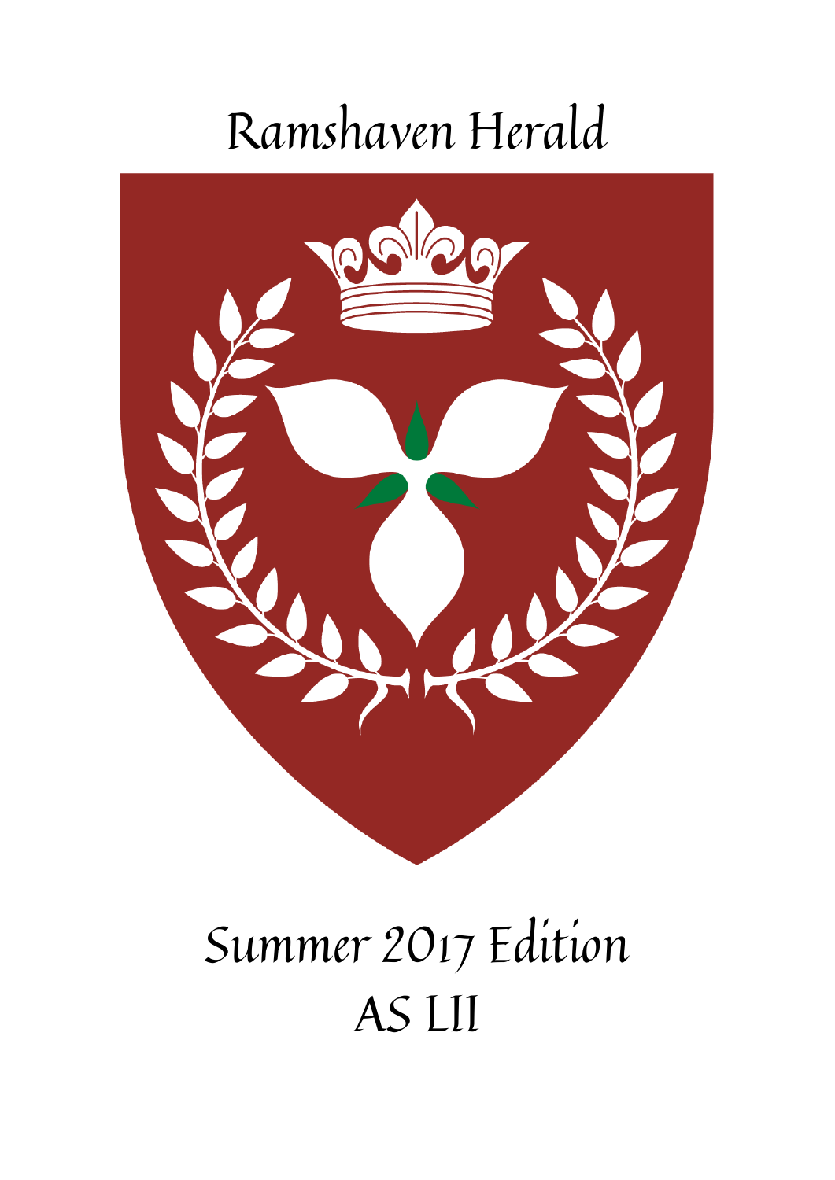# Ramshaven Herald

## Summer 2017 Edition

## AS LII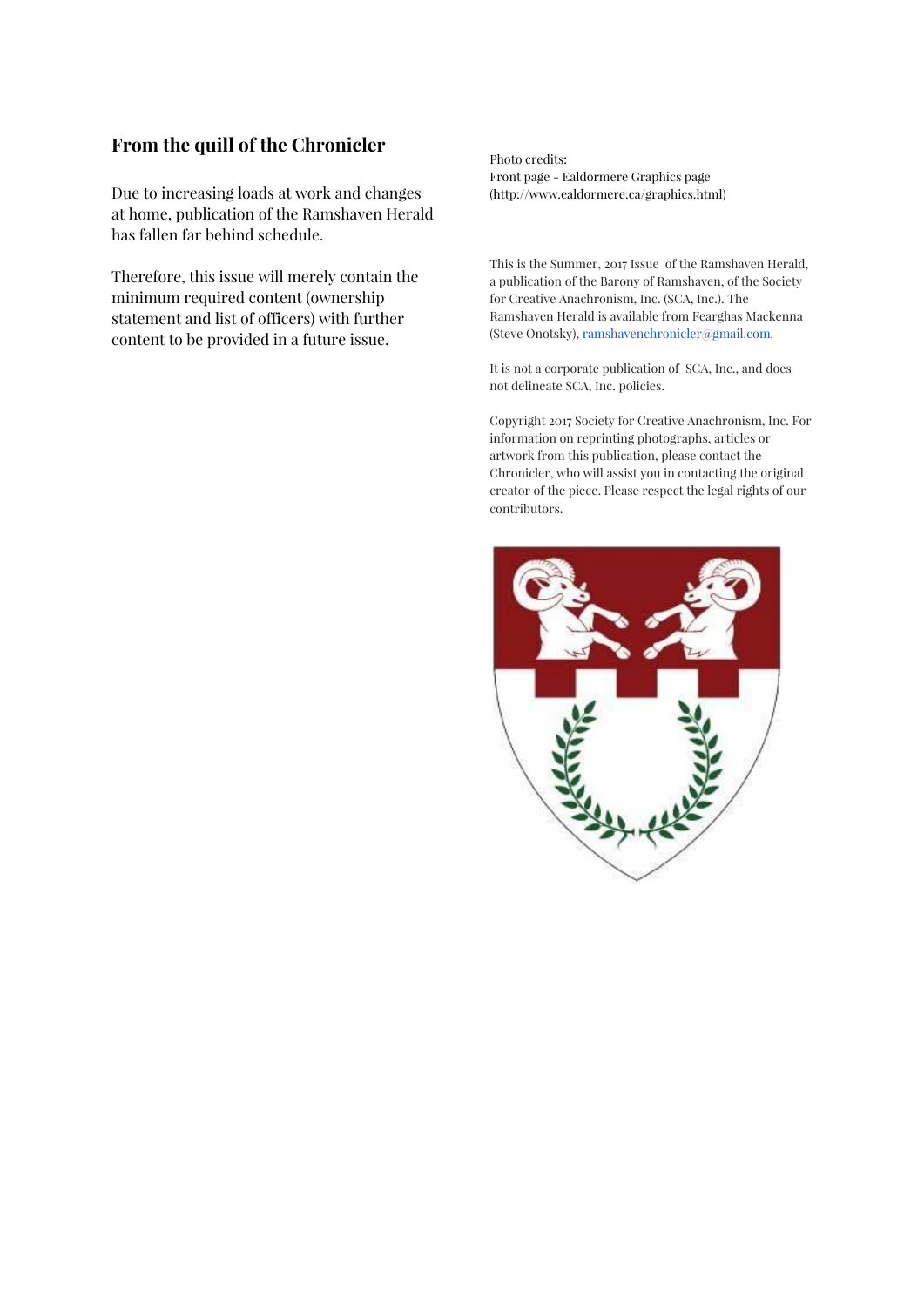## From the quill of the Chronicler

Due to increasing loads at work and changes at home, publication of the Ramshaven Herald has fallen far behind schedule.

Therefore, this issue will merely contain the minimum required content (ownership statement and list of officers) with further content to be provided in a future issue.

Photo credits:
Front page - Ealdormere Graphics page (http://www.ealdormere.ca/graphics.html)

This is the Summer, 2017 Issue of the Ramshaven Herald, a publication of the Barony of Ramshaven, of the Society for Creative Anachronism, Inc. (SCA, Inc.). The Ramshaven Herald is available from Fearghas Mackenna (Steve Onotsky), ramshavenchronicler@gmail.com.

It is not a corporate publication of SCA, Inc., and does not delineate SCA, Inc. policies.

Copyright 2017 Society for Creative Anachronism, Inc. For information on reprinting photographs, articles or artwork from this publication, please contact the Chronicler, who will assist you in contacting the original creator of the piece. Please respect the legal rights of our contributors.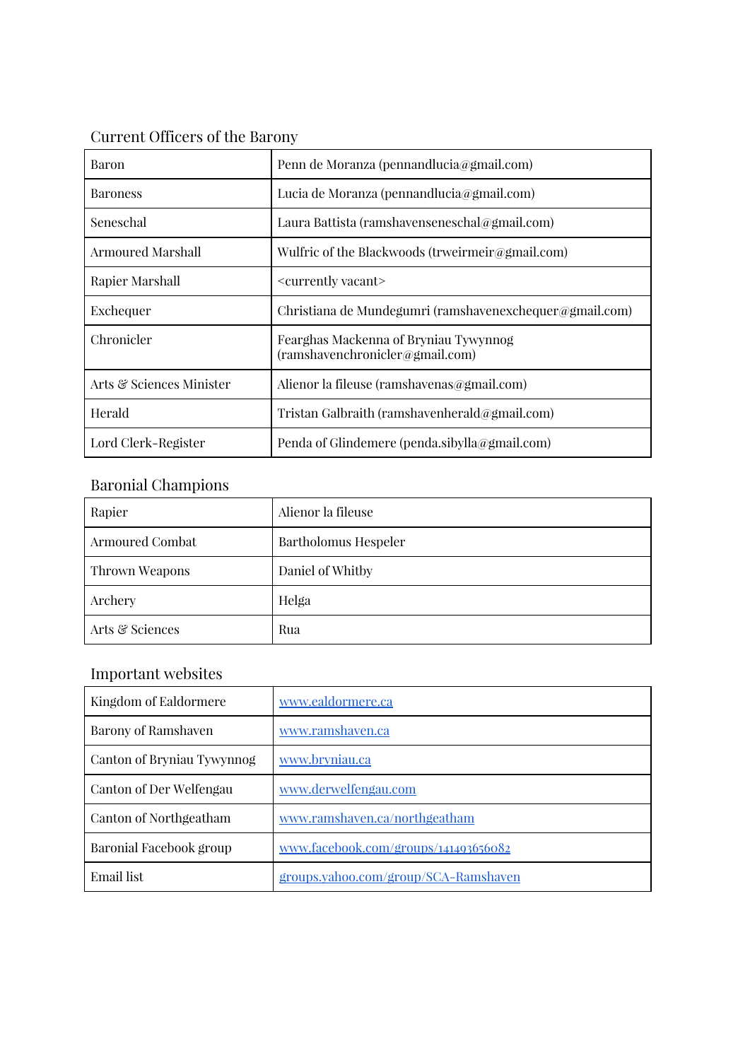## Current Officers of the Barony

| | |
|---|---|
| Baron | Penn de Moranza (pennandlucia@gmail.com) |
| Baroness | Lucia de Moranza (pennandlucia@gmail.com) |
| Seneschal | Laura Battista (ramshavenseneschal@gmail.com) |
| Armoured Marshall | Wulfric of the Blackwoods (trweirmeir@gmail.com) |
| Rapier Marshall | <currently vacant> |
| Exchequer | Christiana de Mundegumri (ramshavenexchequer@gmail.com) |
| Chronicler | Fearghas Mackenna of Bryniau Tywynnog (ramshavenchronicler@gmail.com) |
| Arts & Sciences Minister | Alienor la fileuse (ramshavenas@gmail.com) |
| Herald | Tristan Galbraith (ramshavenherald@gmail.com) |
| Lord Clerk-Register | Penda of Glindemere (penda.sibylla@gmail.com) |

## Baronial Champions

| | |
|---|---|
| Rapier | Alienor la fileuse |
| Armoured Combat | Bartholomus Hespeler |
| Thrown Weapons | Daniel of Whitby |
| Archery | Helga |
| Arts & Sciences | Rua |

## Important websites

| | |
|---|---|
| Kingdom of Ealdormere | www.ealdormere.ca |
| Barony of Ramshaven | www.ramshaven.ca |
| Canton of Bryniau Tywynnog | www.bryniau.ca |
| Canton of Der Welfengau | www.derwelfengau.com |
| Canton of Northgeatham | www.ramshaven.ca/northgeatham |
| Baronial Facebook group | www.facebook.com/groups/141493656082 |
| Email list | groups.yahoo.com/group/SCA-Ramshaven |